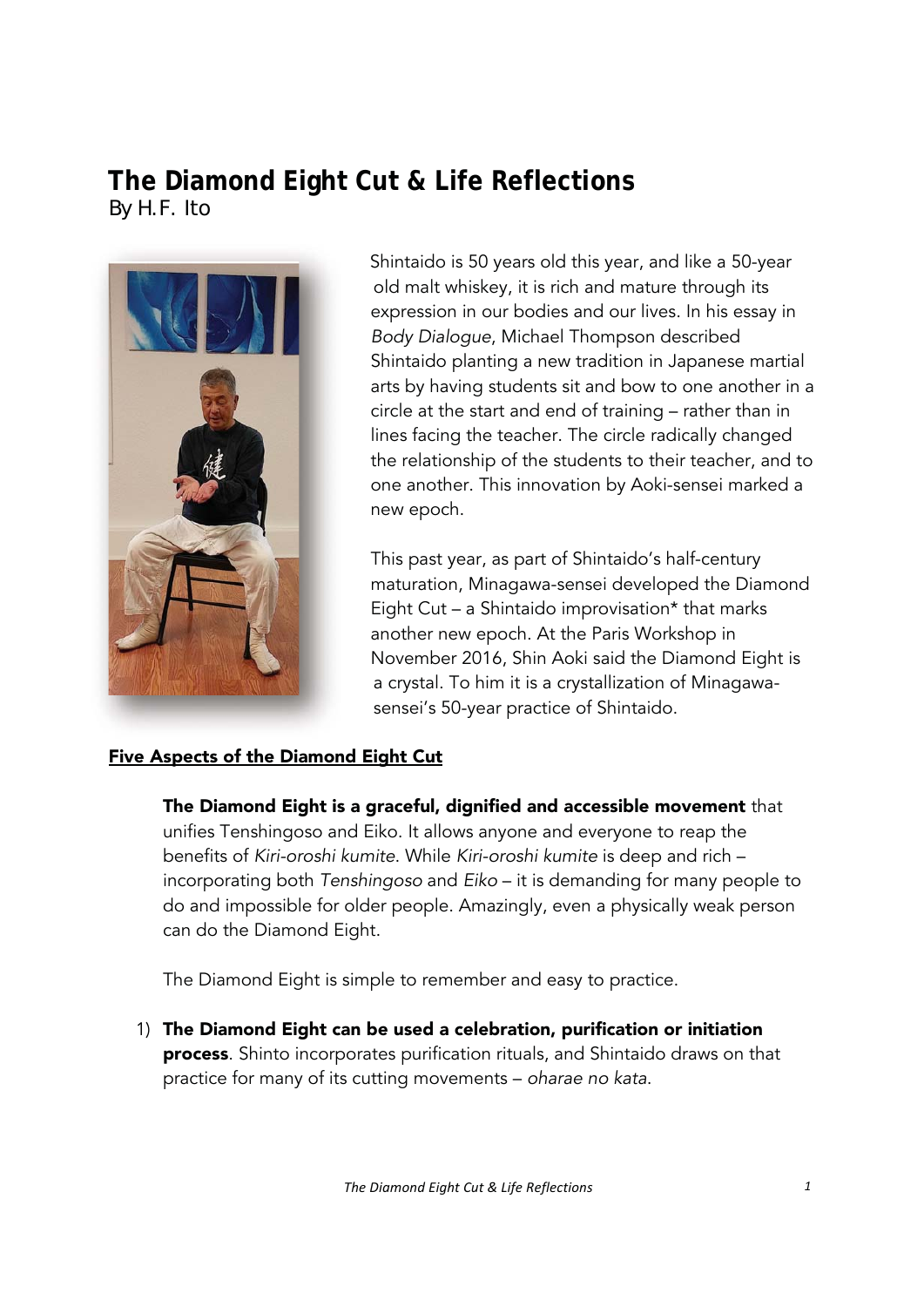# The Diamond Eight Cut & Life Reflections

By H.F. Ito

Shintaido is 50 years old this year, and like a 50-year old malt whiskey, it is rich and mature through its expression in our bodies and our lives. In his essay in *Body Dialogue*, Michael Thompson described Shintaido planting a new tradition in Japanese martial arts by having students sit and bow to one another in a circle at the start and end of training – rather than in lines facing the teacher. The circle radically changed the relationship of the students to their teacher, and to one another. This innovation by Aoki-sensei marked a new epoch.

This past year, as part of Shintaido's half-century maturation, Minagawa-sensei developed the Diamond Eight Cut – a Shintaido improvisation* that marks another new epoch. At the Paris Workshop in November 2016, Shin Aoki said the Diamond Eight is a crystal. To him it is a crystallization of Minagawa-sensei's 50-year practice of Shintaido.

## Five Aspects of the Diamond Eight Cut

**The Diamond Eight is a graceful, dignified and accessible movement** that unifies Tenshingoso and Eiko. It allows anyone and everyone to reap the benefits of *Kiri-oroshi kumite*. While *Kiri-oroshi kumite* is deep and rich – incorporating both *Tenshingoso* and *Eiko* – it is demanding for many people to do and impossible for older people. Amazingly, even a physically weak person can do the Diamond Eight.

The Diamond Eight is simple to remember and easy to practice.

1) **The Diamond Eight can be used a celebration, purification or initiation process**. Shinto incorporates purification rituals, and Shintaido draws on that practice for many of its cutting movements – *oharae no kata*.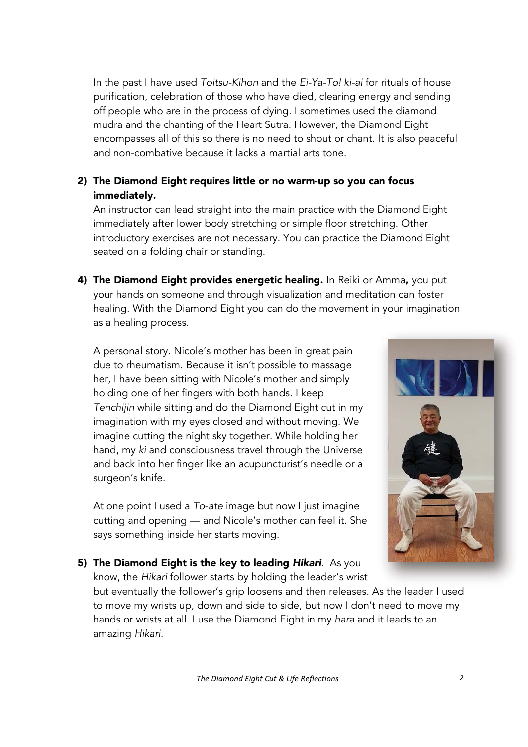In the past I have used *Toitsu-Kihon* and the *Ei-Ya-To! ki-ai* for rituals of house purification, celebration of those who have died, clearing energy and sending off people who are in the process of dying. I sometimes used the diamond mudra and the chanting of the Heart Sutra. However, the Diamond Eight encompasses all of this so there is no need to shout or chant. It is also peaceful and non-combative because it lacks a martial arts tone.

2) **The Diamond Eight requires little or no warm-up so you can focus immediately.**
   An instructor can lead straight into the main practice with the Diamond Eight immediately after lower body stretching or simple floor stretching. Other introductory exercises are not necessary. You can practice the Diamond Eight seated on a folding chair or standing.

4) **The Diamond Eight provides energetic healing.** In Reiki or Amma**,** you put your hands on someone and through visualization and meditation can foster healing. With the Diamond Eight you can do the movement in your imagination as a healing process.

   A personal story. Nicole's mother has been in great pain due to rheumatism. Because it isn't possible to massage her, I have been sitting with Nicole's mother and simply holding one of her fingers with both hands. I keep *Tenchijin* while sitting and do the Diamond Eight cut in my imagination with my eyes closed and without moving. We imagine cutting the night sky together. While holding her hand, my *ki* and consciousness travel through the Universe and back into her finger like an acupuncturist's needle or a surgeon's knife.

   At one point I used a *To-ate* image but now I just imagine cutting and opening — and Nicole's mother can feel it. She says something inside her starts moving.

5) **The Diamond Eight is the key to leading *Hikari*.** As you know, the *Hikari* follower starts by holding the leader's wrist but eventually the follower's grip loosens and then releases. As the leader I used to move my wrists up, down and side to side, but now I don't need to move my hands or wrists at all. I use the Diamond Eight in my *hara* and it leads to an amazing *Hikari*.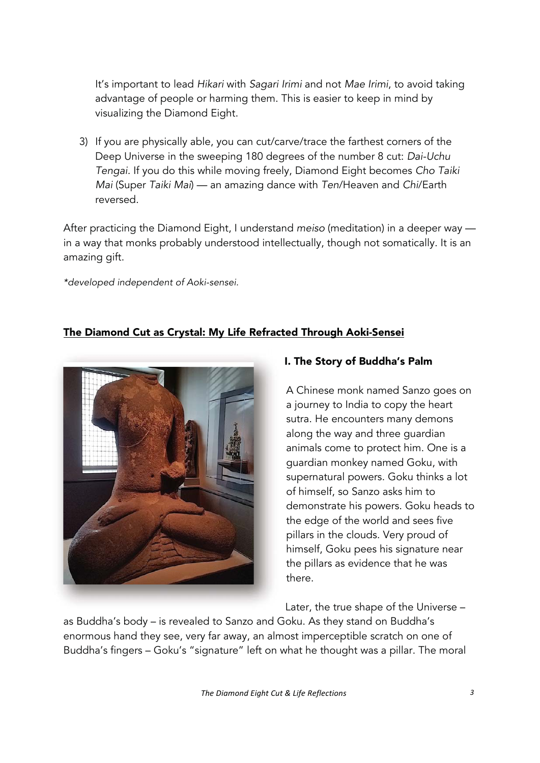It's important to lead *Hikari* with *Sagari Irimi* and not *Mae Irimi*, to avoid taking advantage of people or harming them. This is easier to keep in mind by visualizing the Diamond Eight.

3) If you are physically able, you can cut/carve/trace the farthest corners of the Deep Universe in the sweeping 180 degrees of the number 8 cut: *Dai-Uchu Tengai*. If you do this while moving freely, Diamond Eight becomes *Cho Taiki Mai* (Super *Taiki Mai*) — an amazing dance with *Ten*/Heaven and *Chi*/Earth reversed.

After practicing the Diamond Eight, I understand *meiso* (meditation) in a deeper way — in a way that monks probably understood intellectually, though not somatically. It is an amazing gift.

*\*developed independent of Aoki-sensei.*

## <u>The Diamond Cut as Crystal: My Life Refracted Through Aoki-Sensei</u>

### I. The Story of Buddha's Palm

A Chinese monk named Sanzo goes on a journey to India to copy the heart sutra. He encounters many demons along the way and three guardian animals come to protect him. One is a guardian monkey named Goku, with supernatural powers. Goku thinks a lot of himself, so Sanzo asks him to demonstrate his powers. Goku heads to the edge of the world and sees five pillars in the clouds. Very proud of himself, Goku pees his signature near the pillars as evidence that he was there.

Later, the true shape of the Universe – as Buddha's body – is revealed to Sanzo and Goku. As they stand on Buddha's enormous hand they see, very far away, an almost imperceptible scratch on one of Buddha's fingers – Goku's "signature" left on what he thought was a pillar. The moral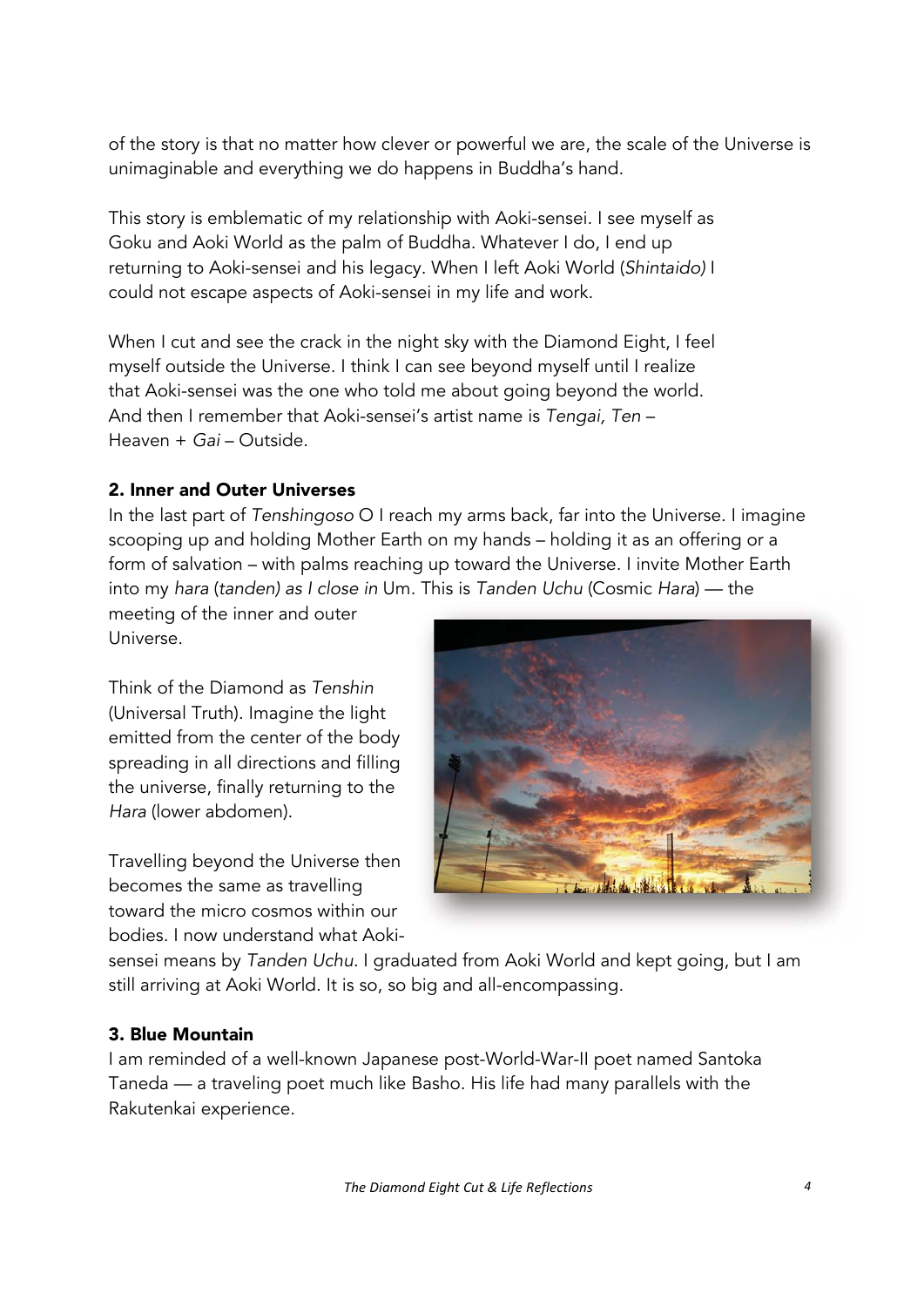of the story is that no matter how clever or powerful we are, the scale of the Universe is unimaginable and everything we do happens in Buddha's hand.

This story is emblematic of my relationship with Aoki-sensei. I see myself as Goku and Aoki World as the palm of Buddha. Whatever I do, I end up returning to Aoki-sensei and his legacy. When I left Aoki World (*Shintaido)* I could not escape aspects of Aoki-sensei in my life and work.

When I cut and see the crack in the night sky with the Diamond Eight, I feel myself outside the Universe. I think I can see beyond myself until I realize that Aoki-sensei was the one who told me about going beyond the world. And then I remember that Aoki-sensei's artist name is *Tengai, Ten* – Heaven + *Gai* – Outside.

### 2. Inner and Outer Universes

In the last part of *Tenshingoso* O I reach my arms back, far into the Universe. I imagine scooping up and holding Mother Earth on my hands – holding it as an offering or a form of salvation – with palms reaching up toward the Universe. I invite Mother Earth into my *hara* (*tanden) as I close in* Um. This is *Tanden Uchu* (Cosmic *Hara*) — the meeting of the inner and outer Universe.

Think of the Diamond as *Tenshin* (Universal Truth). Imagine the light emitted from the center of the body spreading in all directions and filling the universe, finally returning to the *Hara* (lower abdomen).

Travelling beyond the Universe then becomes the same as travelling toward the micro cosmos within our bodies. I now understand what Aoki-sensei means by *Tanden Uchu*. I graduated from Aoki World and kept going, but I am still arriving at Aoki World. It is so, so big and all-encompassing.

### 3. Blue Mountain

I am reminded of a well-known Japanese post-World-War-II poet named Santoka Taneda — a traveling poet much like Basho. His life had many parallels with the Rakutenkai experience.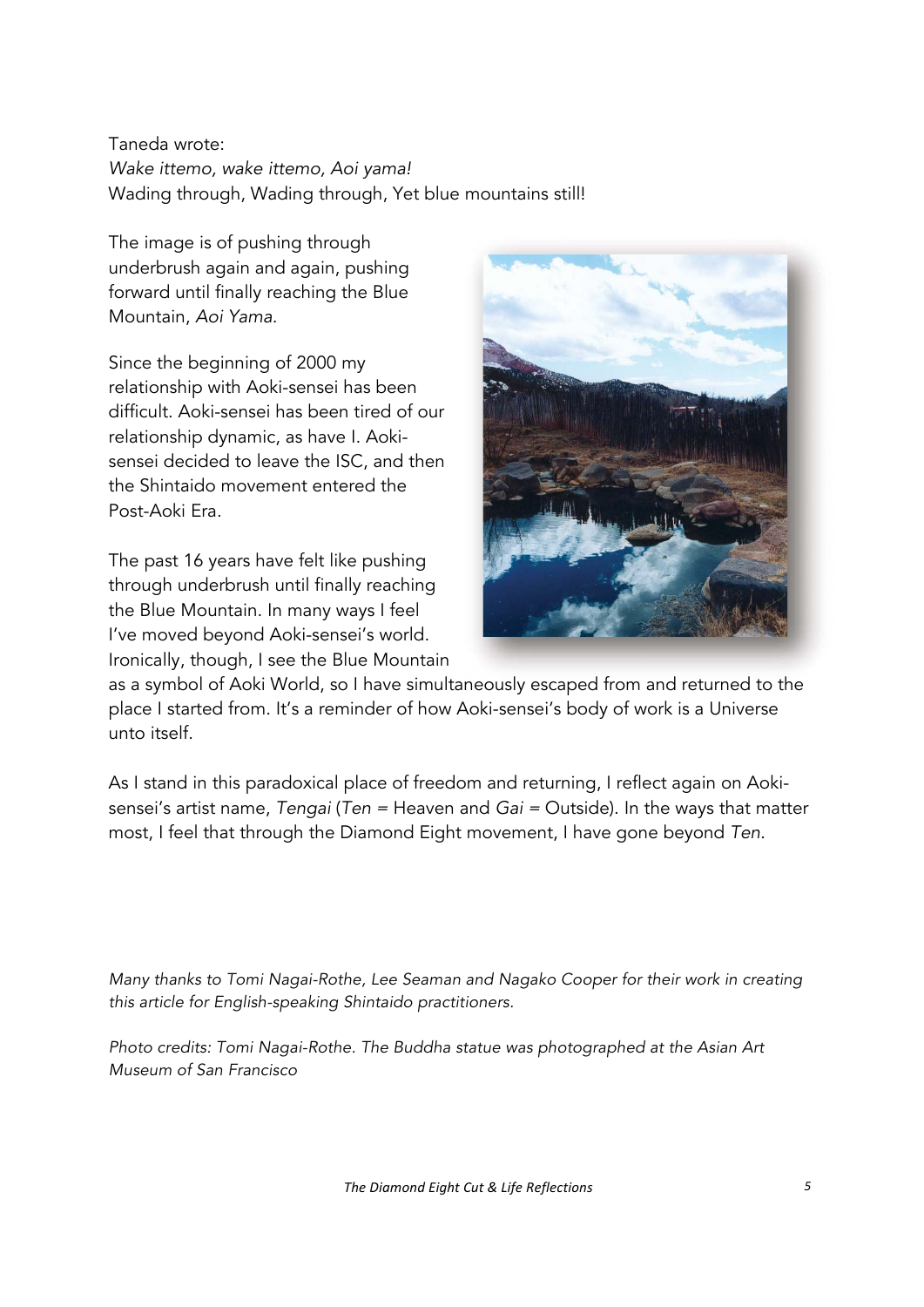Taneda wrote:
*Wake ittemo, wake ittemo, Aoi yama!*
Wading through, Wading through, Yet blue mountains still!

The image is of pushing through underbrush again and again, pushing forward until finally reaching the Blue Mountain, *Aoi Yama*.

Since the beginning of 2000 my relationship with Aoki-sensei has been difficult. Aoki-sensei has been tired of our relationship dynamic, as have I. Aoki-sensei decided to leave the ISC, and then the Shintaido movement entered the Post-Aoki Era.

The past 16 years have felt like pushing through underbrush until finally reaching the Blue Mountain. In many ways I feel I've moved beyond Aoki-sensei's world. Ironically, though, I see the Blue Mountain as a symbol of Aoki World, so I have simultaneously escaped from and returned to the place I started from. It's a reminder of how Aoki-sensei's body of work is a Universe unto itself.

As I stand in this paradoxical place of freedom and returning, I reflect again on Aoki-sensei's artist name, *Tengai* (*Ten* = Heaven and *Gai* = Outside). In the ways that matter most, I feel that through the Diamond Eight movement, I have gone beyond *Ten*.

*Many thanks to Tomi Nagai-Rothe, Lee Seaman and Nagako Cooper for their work in creating this article for English-speaking Shintaido practitioners.*

*Photo credits: Tomi Nagai-Rothe. The Buddha statue was photographed at the Asian Art Museum of San Francisco*